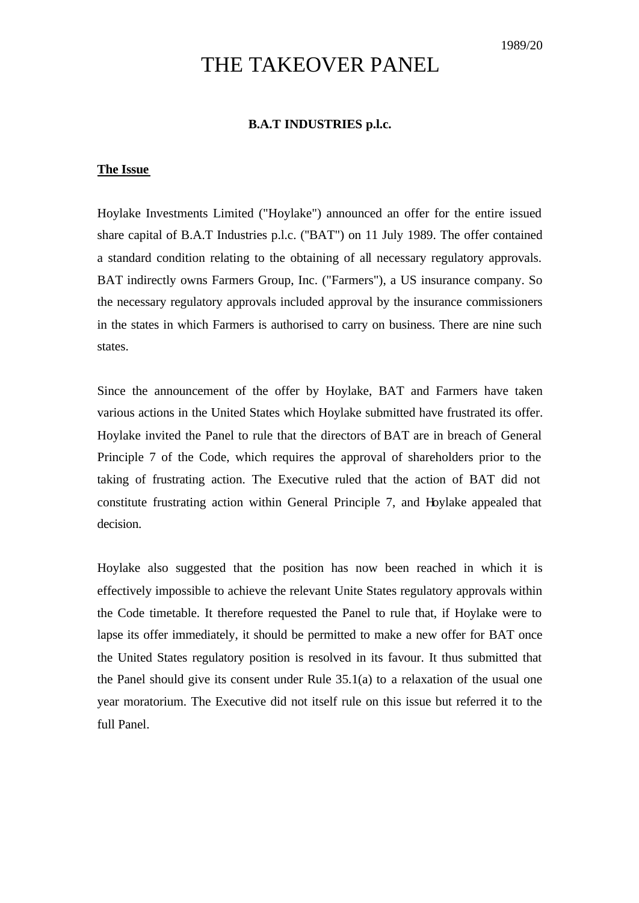1989/20

# THE TAKEOVER PANEL

### B.A.T INDUSTRIES p.l.c.

**The Issue**

Hoylake Investments Limited ("Hoylake") announced an offer for the entire issued share capital of B.A.T Industries p.l.c. ("BAT") on 11 July 1989. The offer contained a standard condition relating to the obtaining of all necessary regulatory approvals. BAT indirectly owns Farmers Group, Inc. ("Farmers"), a US insurance company. So the necessary regulatory approvals included approval by the insurance commissioners in the states in which Farmers is authorised to carry on business. There are nine such states.

Since the announcement of the offer by Hoylake, BAT and Farmers have taken various actions in the United States which Hoylake submitted have frustrated its offer. Hoylake invited the Panel to rule that the directors of BAT are in breach of General Principle 7 of the Code, which requires the approval of shareholders prior to the taking of frustrating action. The Executive ruled that the action of BAT did not constitute frustrating action within General Principle 7, and Hoylake appealed that decision.

Hoylake also suggested that the position has now been reached in which it is effectively impossible to achieve the relevant Unite States regulatory approvals within the Code timetable. It therefore requested the Panel to rule that, if Hoylake were to lapse its offer immediately, it should be permitted to make a new offer for BAT once the United States regulatory position is resolved in its favour. It thus submitted that the Panel should give its consent under Rule 35.1(a) to a relaxation of the usual one year moratorium. The Executive did not itself rule on this issue but referred it to the full Panel.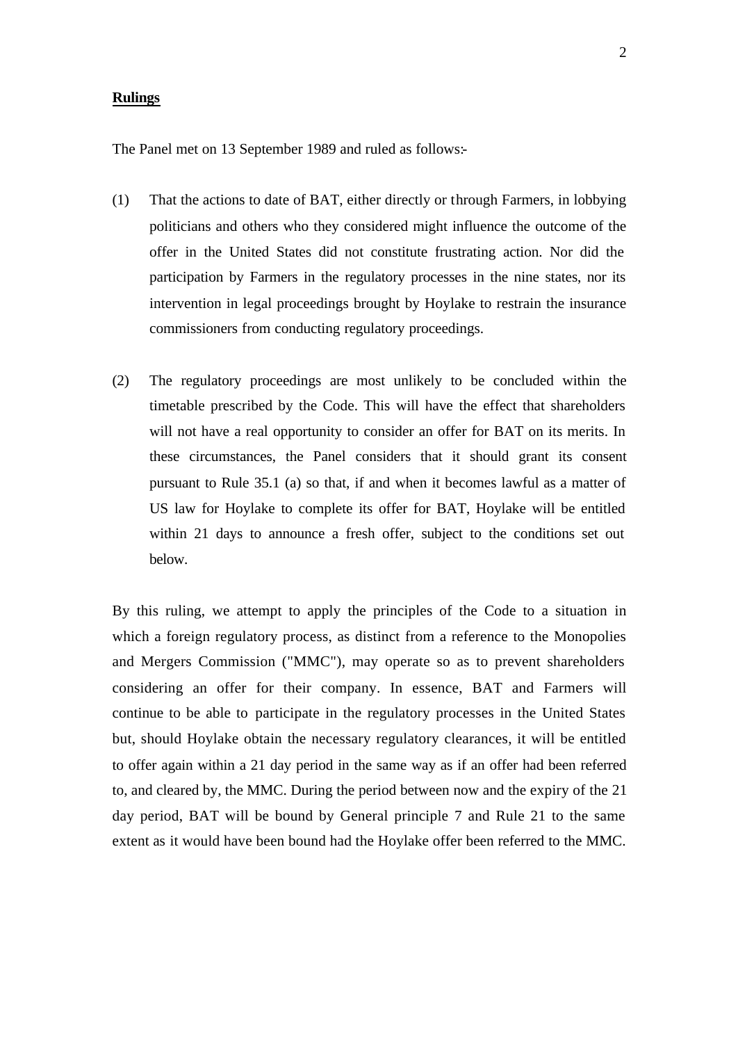**Rulings**

The Panel met on 13 September 1989 and ruled as follows:-

(1) That the actions to date of BAT, either directly or through Farmers, in lobbying politicians and others who they considered might influence the outcome of the offer in the United States did not constitute frustrating action. Nor did the participation by Farmers in the regulatory processes in the nine states, nor its intervention in legal proceedings brought by Hoylake to restrain the insurance commissioners from conducting regulatory proceedings.

(2) The regulatory proceedings are most unlikely to be concluded within the timetable prescribed by the Code. This will have the effect that shareholders will not have a real opportunity to consider an offer for BAT on its merits. In these circumstances, the Panel considers that it should grant its consent pursuant to Rule 35.1 (a) so that, if and when it becomes lawful as a matter of US law for Hoylake to complete its offer for BAT, Hoylake will be entitled within 21 days to announce a fresh offer, subject to the conditions set out below.

By this ruling, we attempt to apply the principles of the Code to a situation in which a foreign regulatory process, as distinct from a reference to the Monopolies and Mergers Commission ("MMC"), may operate so as to prevent shareholders considering an offer for their company. In essence, BAT and Farmers will continue to be able to participate in the regulatory processes in the United States but, should Hoylake obtain the necessary regulatory clearances, it will be entitled to offer again within a 21 day period in the same way as if an offer had been referred to, and cleared by, the MMC. During the period between now and the expiry of the 21 day period, BAT will be bound by General principle 7 and Rule 21 to the same extent as it would have been bound had the Hoylake offer been referred to the MMC.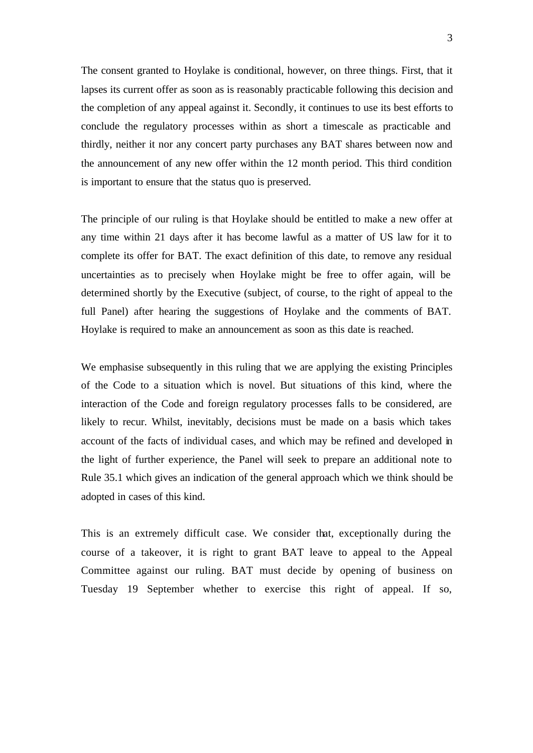The consent granted to Hoylake is conditional, however, on three things. First, that it lapses its current offer as soon as is reasonably practicable following this decision and the completion of any appeal against it. Secondly, it continues to use its best efforts to conclude the regulatory processes within as short a timescale as practicable and thirdly, neither it nor any concert party purchases any BAT shares between now and the announcement of any new offer within the 12 month period. This third condition is important to ensure that the status quo is preserved.

The principle of our ruling is that Hoylake should be entitled to make a new offer at any time within 21 days after it has become lawful as a matter of US law for it to complete its offer for BAT. The exact definition of this date, to remove any residual uncertainties as to precisely when Hoylake might be free to offer again, will be determined shortly by the Executive (subject, of course, to the right of appeal to the full Panel) after hearing the suggestions of Hoylake and the comments of BAT. Hoylake is required to make an announcement as soon as this date is reached.

We emphasise subsequently in this ruling that we are applying the existing Principles of the Code to a situation which is novel. But situations of this kind, where the interaction of the Code and foreign regulatory processes falls to be considered, are likely to recur. Whilst, inevitably, decisions must be made on a basis which takes account of the facts of individual cases, and which may be refined and developed in the light of further experience, the Panel will seek to prepare an additional note to Rule 35.1 which gives an indication of the general approach which we think should be adopted in cases of this kind.

This is an extremely difficult case. We consider that, exceptionally during the course of a takeover, it is right to grant BAT leave to appeal to the Appeal Committee against our ruling. BAT must decide by opening of business on Tuesday 19 September whether to exercise this right of appeal. If so,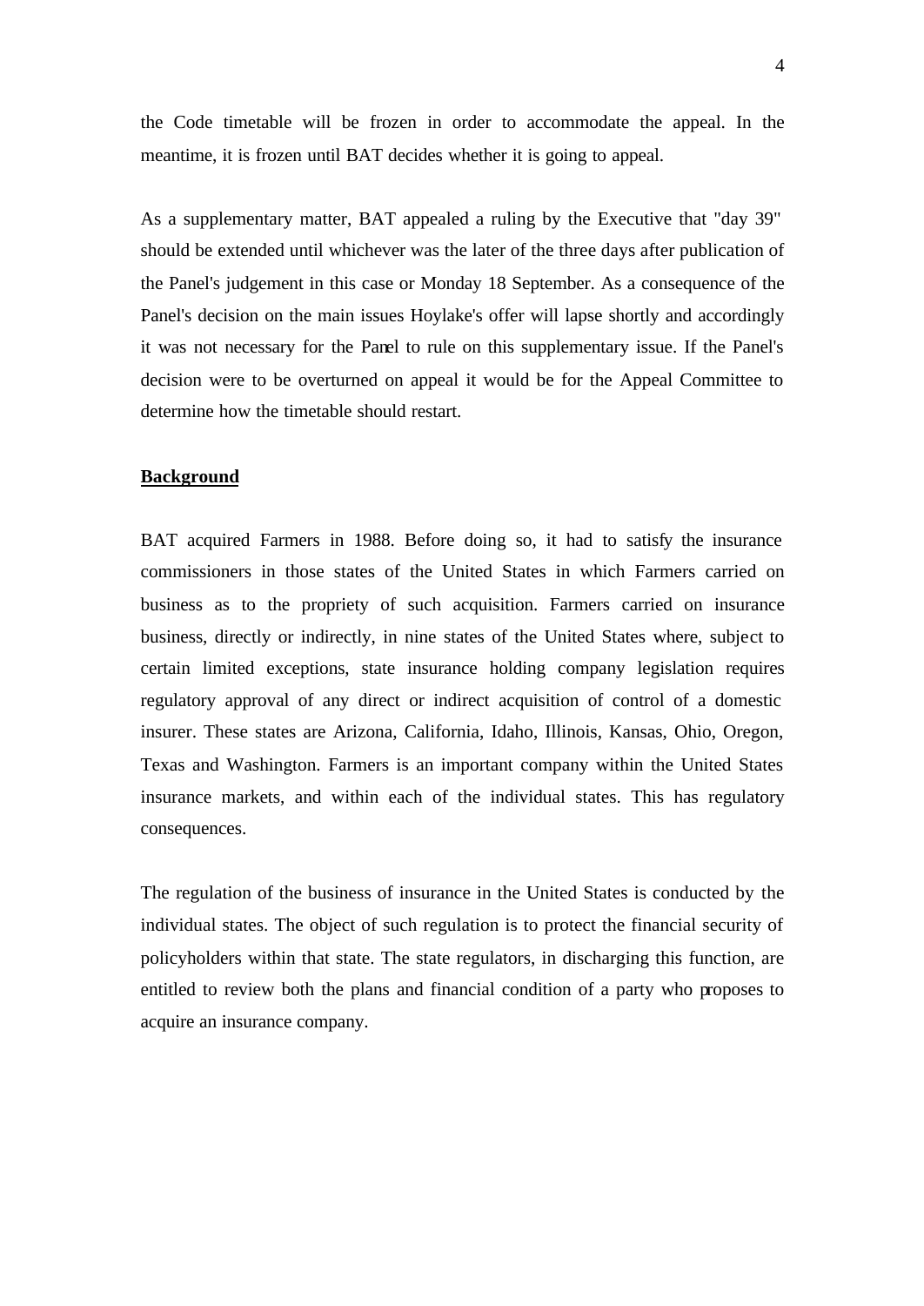the Code timetable will be frozen in order to accommodate the appeal. In the meantime, it is frozen until BAT decides whether it is going to appeal.

As a supplementary matter, BAT appealed a ruling by the Executive that "day 39" should be extended until whichever was the later of the three days after publication of the Panel's judgement in this case or Monday 18 September. As a consequence of the Panel's decision on the main issues Hoylake's offer will lapse shortly and accordingly it was not necessary for the Panel to rule on this supplementary issue. If the Panel's decision were to be overturned on appeal it would be for the Appeal Committee to determine how the timetable should restart.

## Background

BAT acquired Farmers in 1988. Before doing so, it had to satisfy the insurance commissioners in those states of the United States in which Farmers carried on business as to the propriety of such acquisition. Farmers carried on insurance business, directly or indirectly, in nine states of the United States where, subject to certain limited exceptions, state insurance holding company legislation requires regulatory approval of any direct or indirect acquisition of control of a domestic insurer. These states are Arizona, California, Idaho, Illinois, Kansas, Ohio, Oregon, Texas and Washington. Farmers is an important company within the United States insurance markets, and within each of the individual states. This has regulatory consequences.

The regulation of the business of insurance in the United States is conducted by the individual states. The object of such regulation is to protect the financial security of policyholders within that state. The state regulators, in discharging this function, are entitled to review both the plans and financial condition of a party who proposes to acquire an insurance company.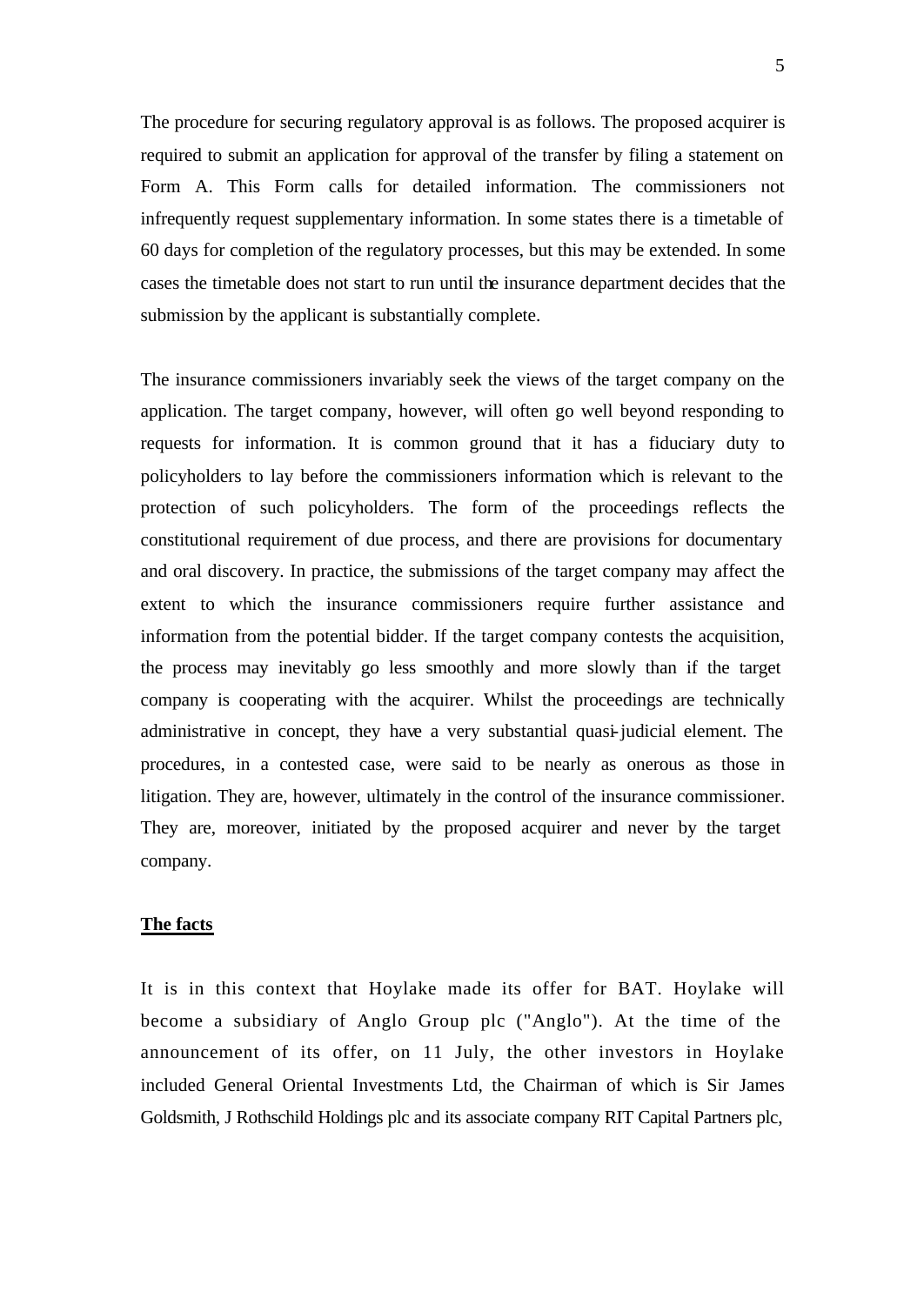The procedure for securing regulatory approval is as follows. The proposed acquirer is required to submit an application for approval of the transfer by filing a statement on Form A. This Form calls for detailed information. The commissioners not infrequently request supplementary information. In some states there is a timetable of 60 days for completion of the regulatory processes, but this may be extended. In some cases the timetable does not start to run until the insurance department decides that the submission by the applicant is substantially complete.

The insurance commissioners invariably seek the views of the target company on the application. The target company, however, will often go well beyond responding to requests for information. It is common ground that it has a fiduciary duty to policyholders to lay before the commissioners information which is relevant to the protection of such policyholders. The form of the proceedings reflects the constitutional requirement of due process, and there are provisions for documentary and oral discovery. In practice, the submissions of the target company may affect the extent to which the insurance commissioners require further assistance and information from the potential bidder. If the target company contests the acquisition, the process may inevitably go less smoothly and more slowly than if the target company is cooperating with the acquirer. Whilst the proceedings are technically administrative in concept, they have a very substantial quasi-judicial element. The procedures, in a contested case, were said to be nearly as onerous as those in litigation. They are, however, ultimately in the control of the insurance commissioner. They are, moreover, initiated by the proposed acquirer and never by the target company.

**The facts**

It is in this context that Hoylake made its offer for BAT. Hoylake will become a subsidiary of Anglo Group plc ("Anglo"). At the time of the announcement of its offer, on 11 July, the other investors in Hoylake included General Oriental Investments Ltd, the Chairman of which is Sir James Goldsmith, J Rothschild Holdings plc and its associate company RIT Capital Partners plc,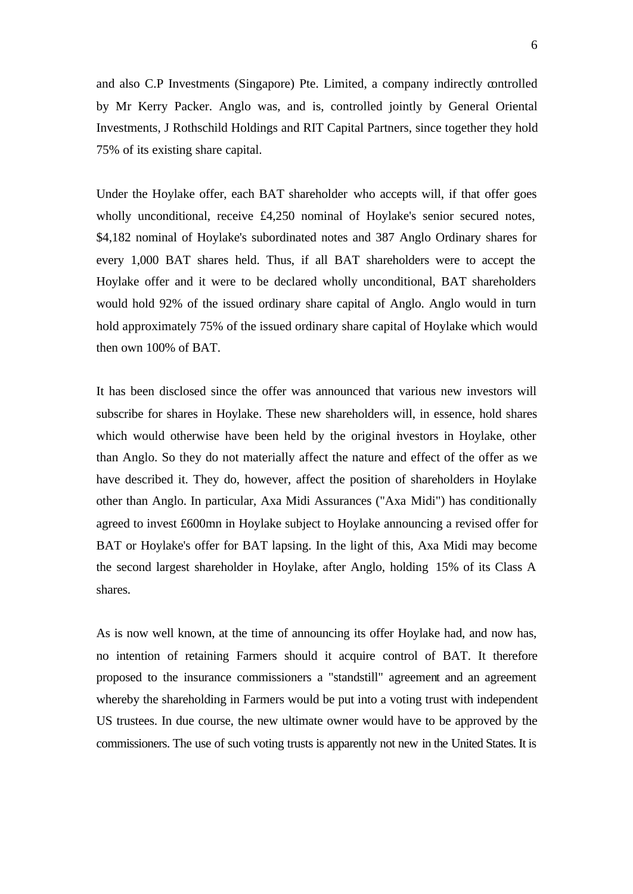and also C.P Investments (Singapore) Pte. Limited, a company indirectly controlled by Mr Kerry Packer. Anglo was, and is, controlled jointly by General Oriental Investments, J Rothschild Holdings and RIT Capital Partners, since together they hold 75% of its existing share capital.

Under the Hoylake offer, each BAT shareholder who accepts will, if that offer goes wholly unconditional, receive £4,250 nominal of Hoylake's senior secured notes, $4,182 nominal of Hoylake's subordinated notes and 387 Anglo Ordinary shares for every 1,000 BAT shares held. Thus, if all BAT shareholders were to accept the Hoylake offer and it were to be declared wholly unconditional, BAT shareholders would hold 92% of the issued ordinary share capital of Anglo. Anglo would in turn hold approximately 75% of the issued ordinary share capital of Hoylake which would then own 100% of BAT.

It has been disclosed since the offer was announced that various new investors will subscribe for shares in Hoylake. These new shareholders will, in essence, hold shares which would otherwise have been held by the original investors in Hoylake, other than Anglo. So they do not materially affect the nature and effect of the offer as we have described it. They do, however, affect the position of shareholders in Hoylake other than Anglo. In particular, Axa Midi Assurances ("Axa Midi") has conditionally agreed to invest £600mn in Hoylake subject to Hoylake announcing a revised offer for BAT or Hoylake's offer for BAT lapsing. In the light of this, Axa Midi may become the second largest shareholder in Hoylake, after Anglo, holding 15% of its Class A shares.

As is now well known, at the time of announcing its offer Hoylake had, and now has, no intention of retaining Farmers should it acquire control of BAT. It therefore proposed to the insurance commissioners a "standstill" agreement and an agreement whereby the shareholding in Farmers would be put into a voting trust with independent US trustees. In due course, the new ultimate owner would have to be approved by the commissioners. The use of such voting trusts is apparently not new in the United States. It is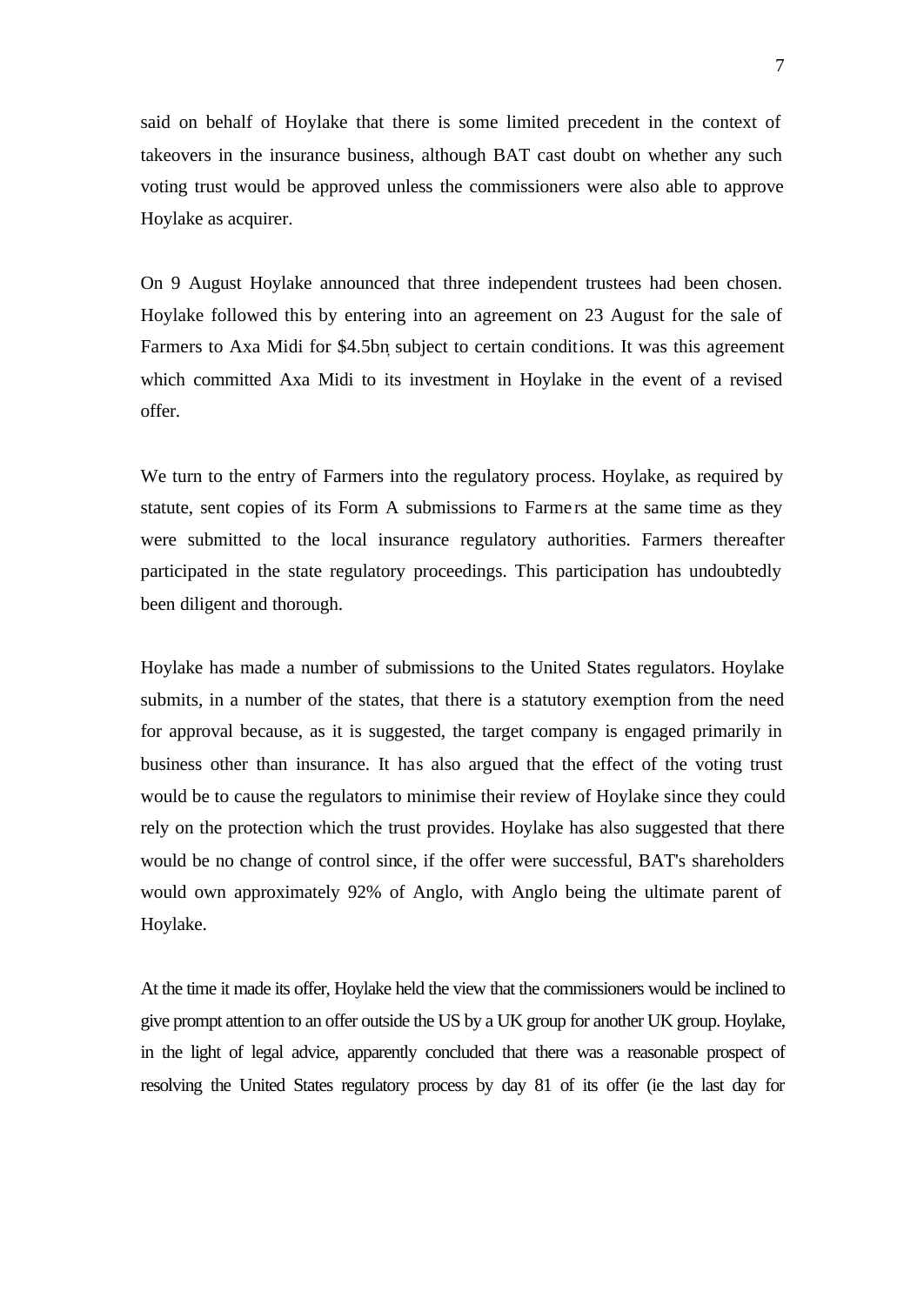said on behalf of Hoylake that there is some limited precedent in the context of takeovers in the insurance business, although BAT cast doubt on whether any such voting trust would be approved unless the commissioners were also able to approve Hoylake as acquirer.

On 9 August Hoylake announced that three independent trustees had been chosen. Hoylake followed this by entering into an agreement on 23 August for the sale of Farmers to Axa Midi for $4.5bn, subject to certain conditions. It was this agreement which committed Axa Midi to its investment in Hoylake in the event of a revised offer.

We turn to the entry of Farmers into the regulatory process. Hoylake, as required by statute, sent copies of its Form A submissions to Farmers at the same time as they were submitted to the local insurance regulatory authorities. Farmers thereafter participated in the state regulatory proceedings. This participation has undoubtedly been diligent and thorough.

Hoylake has made a number of submissions to the United States regulators. Hoylake submits, in a number of the states, that there is a statutory exemption from the need for approval because, as it is suggested, the target company is engaged primarily in business other than insurance. It has also argued that the effect of the voting trust would be to cause the regulators to minimise their review of Hoylake since they could rely on the protection which the trust provides. Hoylake has also suggested that there would be no change of control since, if the offer were successful, BAT's shareholders would own approximately 92% of Anglo, with Anglo being the ultimate parent of Hoylake.

At the time it made its offer, Hoylake held the view that the commissioners would be inclined to give prompt attention to an offer outside the US by a UK group for another UK group. Hoylake, in the light of legal advice, apparently concluded that there was a reasonable prospect of resolving the United States regulatory process by day 81 of its offer (ie the last day for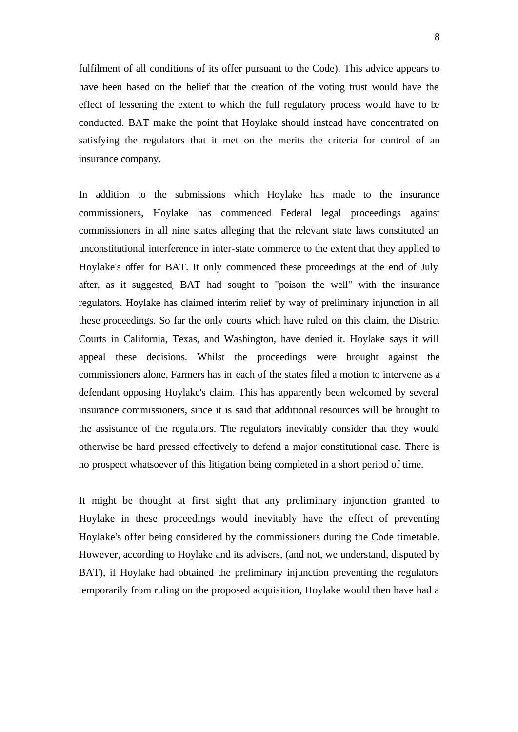fulfilment of all conditions of its offer pursuant to the Code). This advice appears to have been based on the belief that the creation of the voting trust would have the effect of lessening the extent to which the full regulatory process would have to be conducted. BAT make the point that Hoylake should instead have concentrated on satisfying the regulators that it met on the merits the criteria for control of an insurance company.

In addition to the submissions which Hoylake has made to the insurance commissioners, Hoylake has commenced Federal legal proceedings against commissioners in all nine states alleging that the relevant state laws constituted an unconstitutional interference in inter-state commerce to the extent that they applied to Hoylake's offer for BAT. It only commenced these proceedings at the end of July after, as it suggested, BAT had sought to "poison the well" with the insurance regulators. Hoylake has claimed interim relief by way of preliminary injunction in all these proceedings. So far the only courts which have ruled on this claim, the District Courts in California, Texas, and Washington, have denied it. Hoylake says it will appeal these decisions. Whilst the proceedings were brought against the commissioners alone, Farmers has in each of the states filed a motion to intervene as a defendant opposing Hoylake's claim. This has apparently been welcomed by several insurance commissioners, since it is said that additional resources will be brought to the assistance of the regulators. The regulators inevitably consider that they would otherwise be hard pressed effectively to defend a major constitutional case. There is no prospect whatsoever of this litigation being completed in a short period of time.

It might be thought at first sight that any preliminary injunction granted to Hoylake in these proceedings would inevitably have the effect of preventing Hoylake's offer being considered by the commissioners during the Code timetable. However, according to Hoylake and its advisers, (and not, we understand, disputed by BAT), if Hoylake had obtained the preliminary injunction preventing the regulators temporarily from ruling on the proposed acquisition, Hoylake would then have had a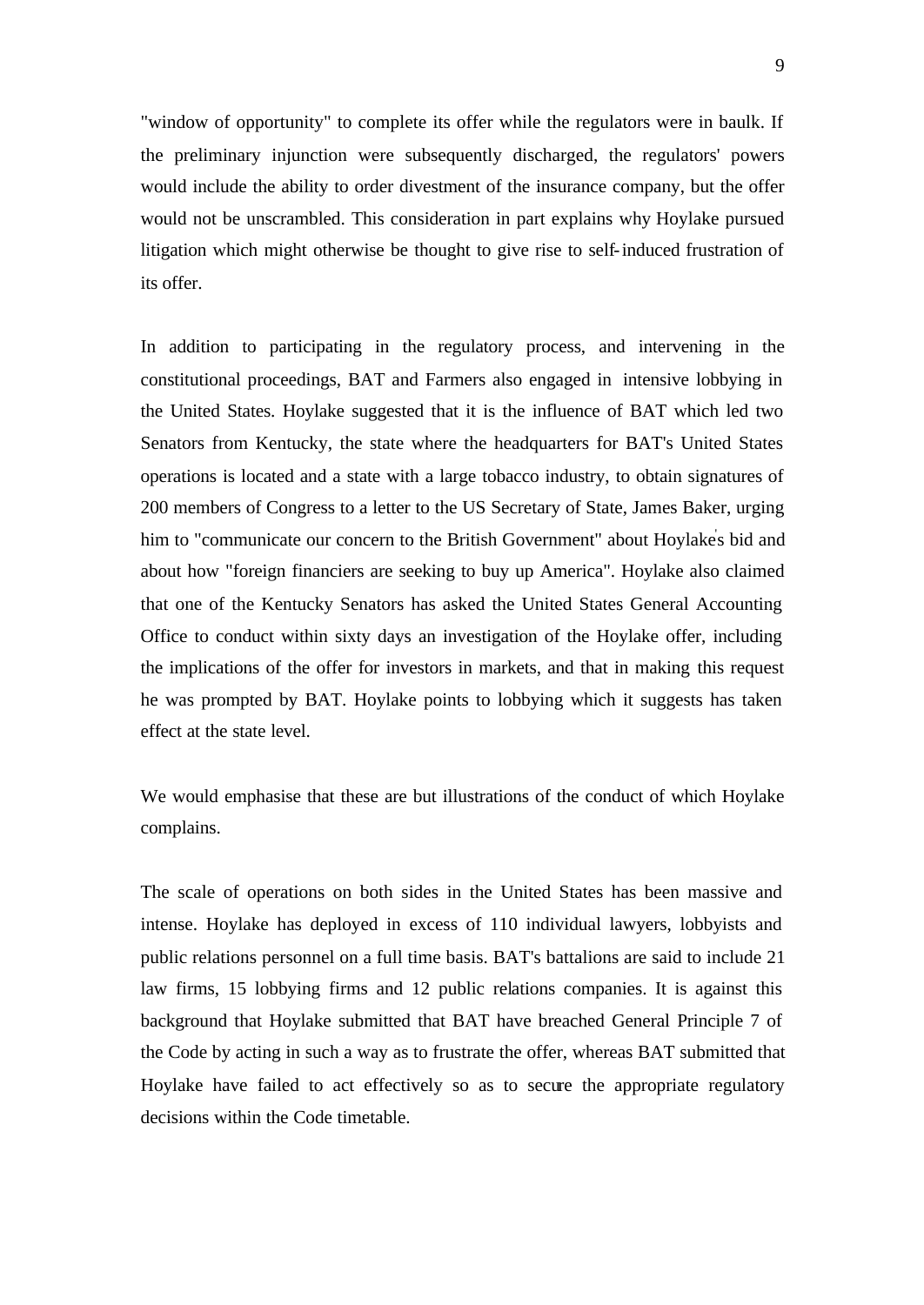"window of opportunity" to complete its offer while the regulators were in baulk. If the preliminary injunction were subsequently discharged, the regulators' powers would include the ability to order divestment of the insurance company, but the offer would not be unscrambled. This consideration in part explains why Hoylake pursued litigation which might otherwise be thought to give rise to self-induced frustration of its offer.

In addition to participating in the regulatory process, and intervening in the constitutional proceedings, BAT and Farmers also engaged in intensive lobbying in the United States. Hoylake suggested that it is the influence of BAT which led two Senators from Kentucky, the state where the headquarters for BAT's United States operations is located and a state with a large tobacco industry, to obtain signatures of 200 members of Congress to a letter to the US Secretary of State, James Baker, urging him to "communicate our concern to the British Government" about Hoylake's bid and about how "foreign financiers are seeking to buy up America". Hoylake also claimed that one of the Kentucky Senators has asked the United States General Accounting Office to conduct within sixty days an investigation of the Hoylake offer, including the implications of the offer for investors in markets, and that in making this request he was prompted by BAT. Hoylake points to lobbying which it suggests has taken effect at the state level.

We would emphasise that these are but illustrations of the conduct of which Hoylake complains.

The scale of operations on both sides in the United States has been massive and intense. Hoylake has deployed in excess of 110 individual lawyers, lobbyists and public relations personnel on a full time basis. BAT's battalions are said to include 21 law firms, 15 lobbying firms and 12 public relations companies. It is against this background that Hoylake submitted that BAT have breached General Principle 7 of the Code by acting in such a way as to frustrate the offer, whereas BAT submitted that Hoylake have failed to act effectively so as to secure the appropriate regulatory decisions within the Code timetable.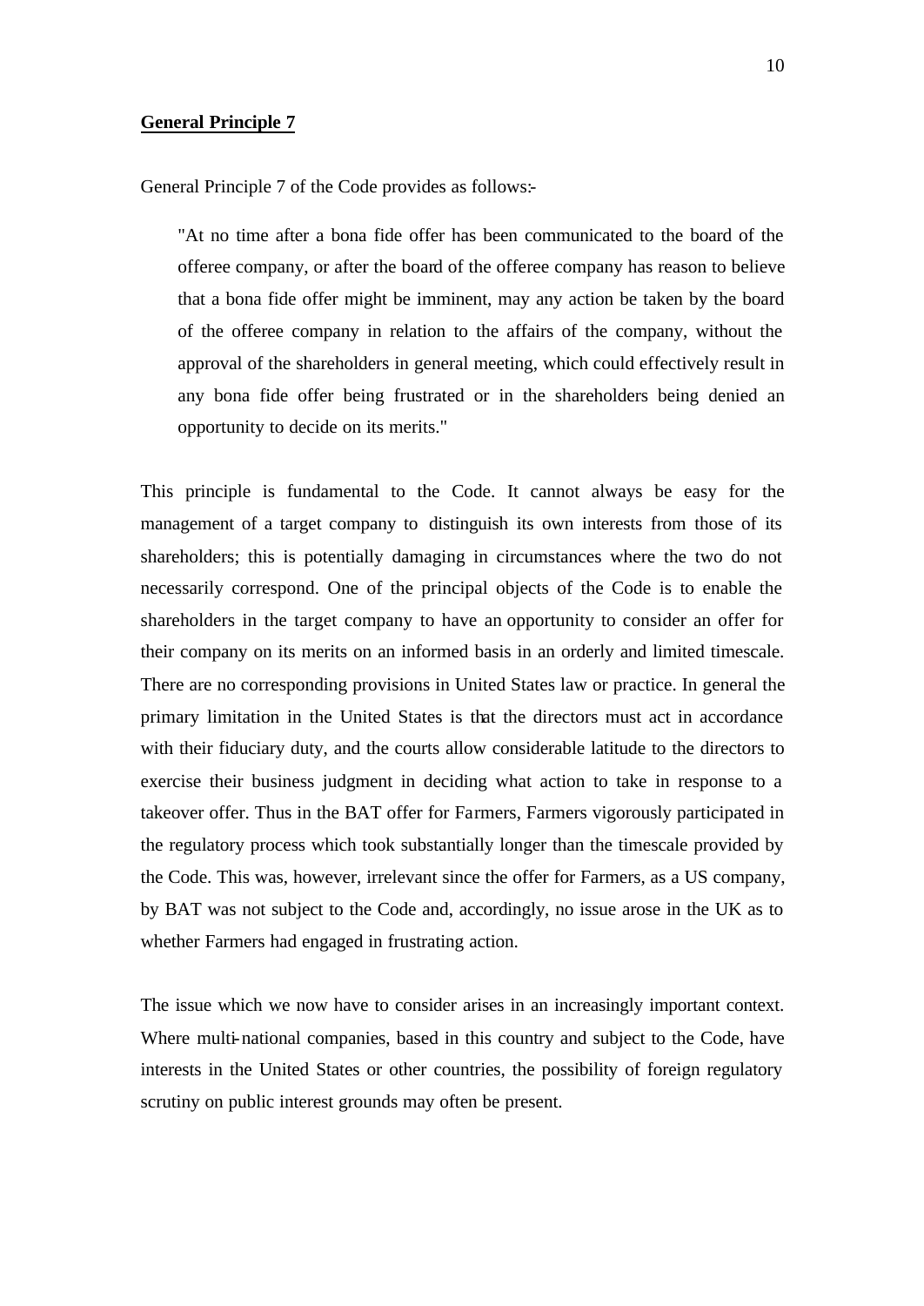**General Principle 7**

General Principle 7 of the Code provides as follows:-

> "At no time after a bona fide offer has been communicated to the board of the offeree company, or after the board of the offeree company has reason to believe that a bona fide offer might be imminent, may any action be taken by the board of the offeree company in relation to the affairs of the company, without the approval of the shareholders in general meeting, which could effectively result in any bona fide offer being frustrated or in the shareholders being denied an opportunity to decide on its merits."

This principle is fundamental to the Code. It cannot always be easy for the management of a target company to distinguish its own interests from those of its shareholders; this is potentially damaging in circumstances where the two do not necessarily correspond. One of the principal objects of the Code is to enable the shareholders in the target company to have an opportunity to consider an offer for their company on its merits on an informed basis in an orderly and limited timescale. There are no corresponding provisions in United States law or practice. In general the primary limitation in the United States is that the directors must act in accordance with their fiduciary duty, and the courts allow considerable latitude to the directors to exercise their business judgment in deciding what action to take in response to a takeover offer. Thus in the BAT offer for Farmers, Farmers vigorously participated in the regulatory process which took substantially longer than the timescale provided by the Code. This was, however, irrelevant since the offer for Farmers, as a US company, by BAT was not subject to the Code and, accordingly, no issue arose in the UK as to whether Farmers had engaged in frustrating action.

The issue which we now have to consider arises in an increasingly important context. Where multi-national companies, based in this country and subject to the Code, have interests in the United States or other countries, the possibility of foreign regulatory scrutiny on public interest grounds may often be present.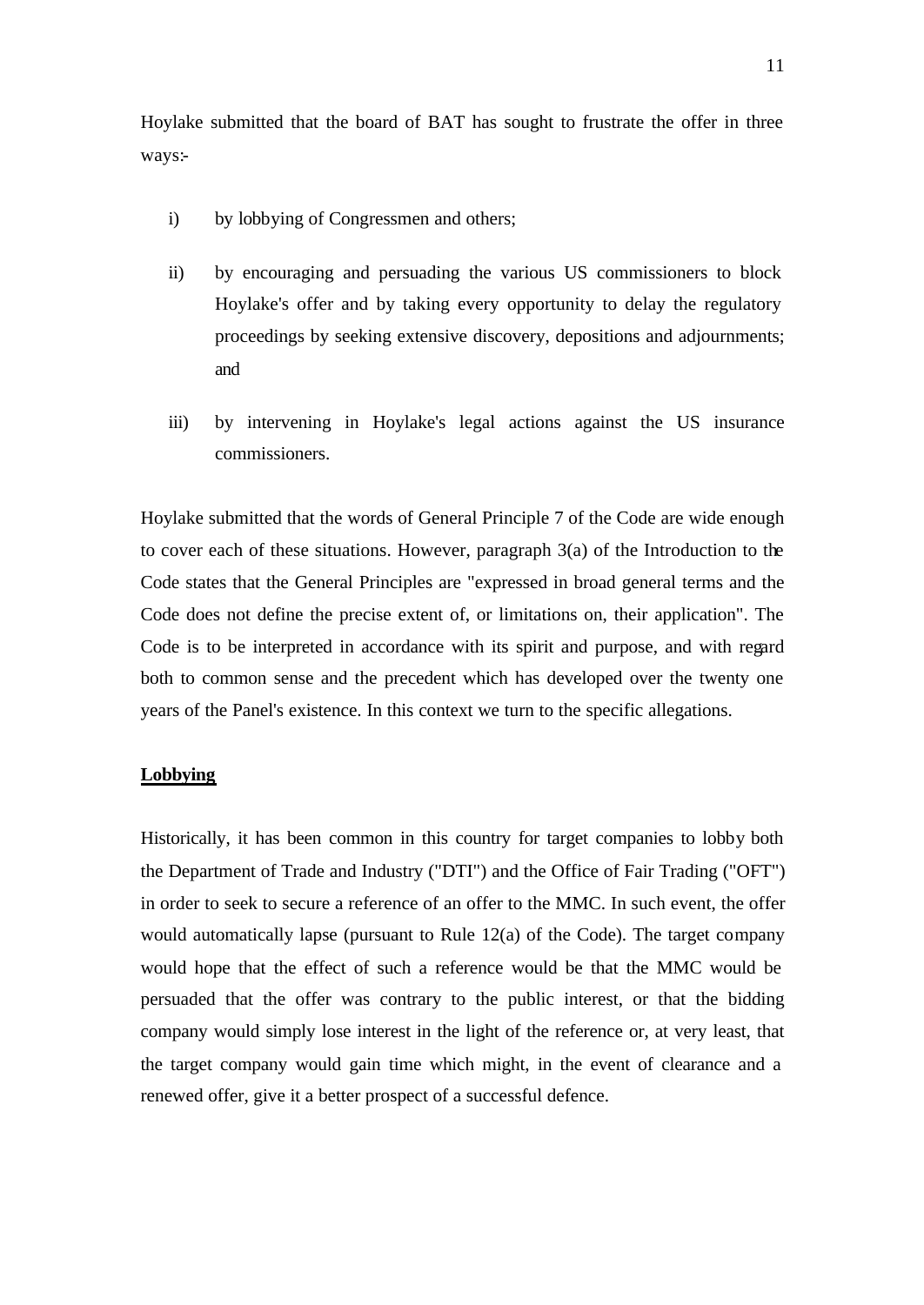Hoylake submitted that the board of BAT has sought to frustrate the offer in three ways:-

i) by lobbying of Congressmen and others;

ii) by encouraging and persuading the various US commissioners to block Hoylake's offer and by taking every opportunity to delay the regulatory proceedings by seeking extensive discovery, depositions and adjournments; and

iii) by intervening in Hoylake's legal actions against the US insurance commissioners.

Hoylake submitted that the words of General Principle 7 of the Code are wide enough to cover each of these situations. However, paragraph 3(a) of the Introduction to the Code states that the General Principles are "expressed in broad general terms and the Code does not define the precise extent of, or limitations on, their application". The Code is to be interpreted in accordance with its spirit and purpose, and with regard both to common sense and the precedent which has developed over the twenty one years of the Panel's existence. In this context we turn to the specific allegations.

**Lobbying**

Historically, it has been common in this country for target companies to lobby both the Department of Trade and Industry ("DTI") and the Office of Fair Trading ("OFT") in order to seek to secure a reference of an offer to the MMC. In such event, the offer would automatically lapse (pursuant to Rule 12(a) of the Code). The target company would hope that the effect of such a reference would be that the MMC would be persuaded that the offer was contrary to the public interest, or that the bidding company would simply lose interest in the light of the reference or, at very least, that the target company would gain time which might, in the event of clearance and a renewed offer, give it a better prospect of a successful defence.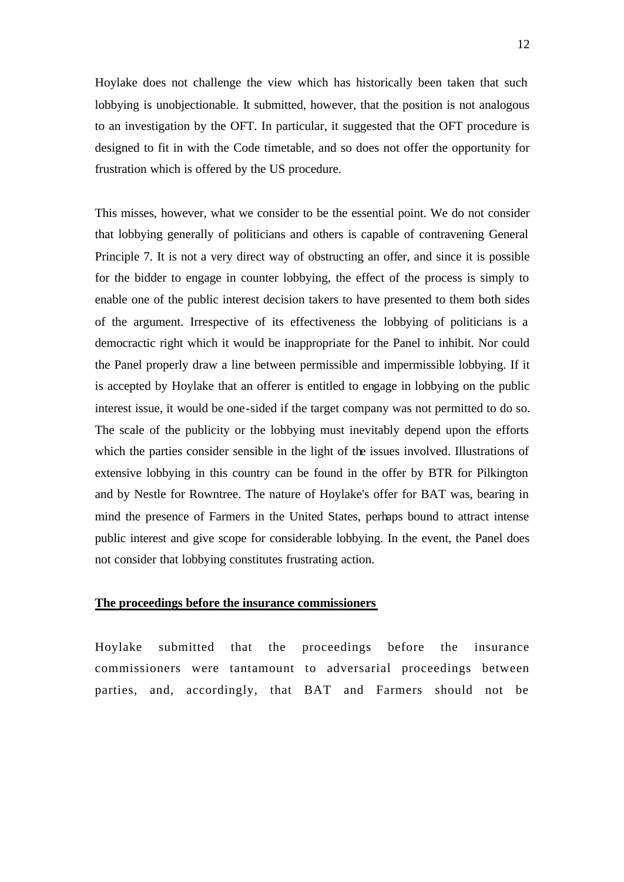Hoylake does not challenge the view which has historically been taken that such lobbying is unobjectionable. It submitted, however, that the position is not analogous to an investigation by the OFT. In particular, it suggested that the OFT procedure is designed to fit in with the Code timetable, and so does not offer the opportunity for frustration which is offered by the US procedure.

This misses, however, what we consider to be the essential point. We do not consider that lobbying generally of politicians and others is capable of contravening General Principle 7. It is not a very direct way of obstructing an offer, and since it is possible for the bidder to engage in counter lobbying, the effect of the process is simply to enable one of the public interest decision takers to have presented to them both sides of the argument. Irrespective of its effectiveness the lobbying of politicians is a democractic right which it would be inappropriate for the Panel to inhibit. Nor could the Panel properly draw a line between permissible and impermissible lobbying. If it is accepted by Hoylake that an offerer is entitled to engage in lobbying on the public interest issue, it would be one-sided if the target company was not permitted to do so. The scale of the publicity or the lobbying must inevitably depend upon the efforts which the parties consider sensible in the light of the issues involved. Illustrations of extensive lobbying in this country can be found in the offer by BTR for Pilkington and by Nestle for Rowntree. The nature of Hoylake's offer for BAT was, bearing in mind the presence of Farmers in the United States, perhaps bound to attract intense public interest and give scope for considerable lobbying. In the event, the Panel does not consider that lobbying constitutes frustrating action.

**The proceedings before the insurance commissioners**

Hoylake submitted that the proceedings before the insurance commissioners were tantamount to adversarial proceedings between parties, and, accordingly, that BAT and Farmers should not be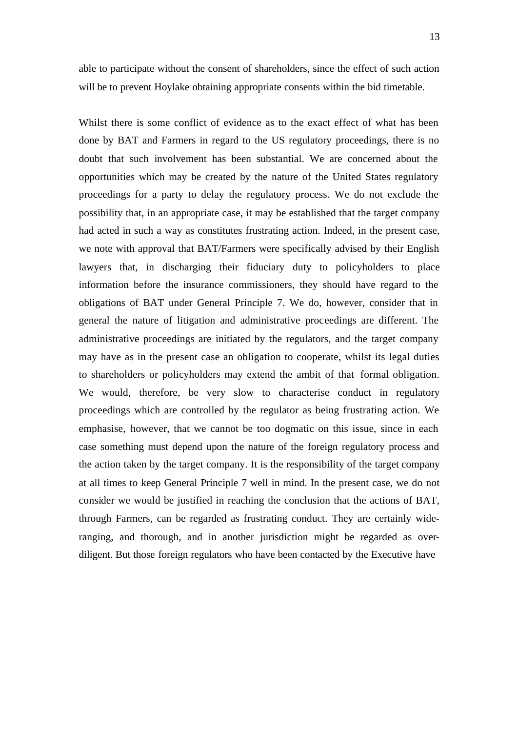able to participate without the consent of shareholders, since the effect of such action will be to prevent Hoylake obtaining appropriate consents within the bid timetable.

Whilst there is some conflict of evidence as to the exact effect of what has been done by BAT and Farmers in regard to the US regulatory proceedings, there is no doubt that such involvement has been substantial. We are concerned about the opportunities which may be created by the nature of the United States regulatory proceedings for a party to delay the regulatory process. We do not exclude the possibility that, in an appropriate case, it may be established that the target company had acted in such a way as constitutes frustrating action. Indeed, in the present case, we note with approval that BAT/Farmers were specifically advised by their English lawyers that, in discharging their fiduciary duty to policyholders to place information before the insurance commissioners, they should have regard to the obligations of BAT under General Principle 7. We do, however, consider that in general the nature of litigation and administrative proceedings are different. The administrative proceedings are initiated by the regulators, and the target company may have as in the present case an obligation to cooperate, whilst its legal duties to shareholders or policyholders may extend the ambit of that formal obligation. We would, therefore, be very slow to characterise conduct in regulatory proceedings which are controlled by the regulator as being frustrating action. We emphasise, however, that we cannot be too dogmatic on this issue, since in each case something must depend upon the nature of the foreign regulatory process and the action taken by the target company. It is the responsibility of the target company at all times to keep General Principle 7 well in mind. In the present case, we do not consider we would be justified in reaching the conclusion that the actions of BAT, through Farmers, can be regarded as frustrating conduct. They are certainly wide-ranging, and thorough, and in another jurisdiction might be regarded as over-diligent. But those foreign regulators who have been contacted by the Executive have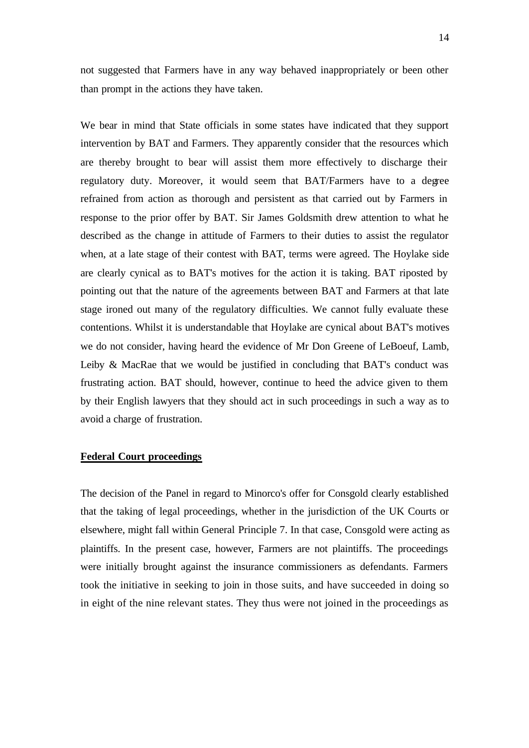not suggested that Farmers have in any way behaved inappropriately or been other than prompt in the actions they have taken.

We bear in mind that State officials in some states have indicated that they support intervention by BAT and Farmers. They apparently consider that the resources which are thereby brought to bear will assist them more effectively to discharge their regulatory duty. Moreover, it would seem that BAT/Farmers have to a degree refrained from action as thorough and persistent as that carried out by Farmers in response to the prior offer by BAT. Sir James Goldsmith drew attention to what he described as the change in attitude of Farmers to their duties to assist the regulator when, at a late stage of their contest with BAT, terms were agreed. The Hoylake side are clearly cynical as to BAT's motives for the action it is taking. BAT riposted by pointing out that the nature of the agreements between BAT and Farmers at that late stage ironed out many of the regulatory difficulties. We cannot fully evaluate these contentions. Whilst it is understandable that Hoylake are cynical about BAT's motives we do not consider, having heard the evidence of Mr Don Greene of LeBoeuf, Lamb, Leiby & MacRae that we would be justified in concluding that BAT's conduct was frustrating action. BAT should, however, continue to heed the advice given to them by their English lawyers that they should act in such proceedings in such a way as to avoid a charge of frustration.

**Federal Court proceedings**

The decision of the Panel in regard to Minorco's offer for Consgold clearly established that the taking of legal proceedings, whether in the jurisdiction of the UK Courts or elsewhere, might fall within General Principle 7. In that case, Consgold were acting as plaintiffs. In the present case, however, Farmers are not plaintiffs. The proceedings were initially brought against the insurance commissioners as defendants. Farmers took the initiative in seeking to join in those suits, and have succeeded in doing so in eight of the nine relevant states. They thus were not joined in the proceedings as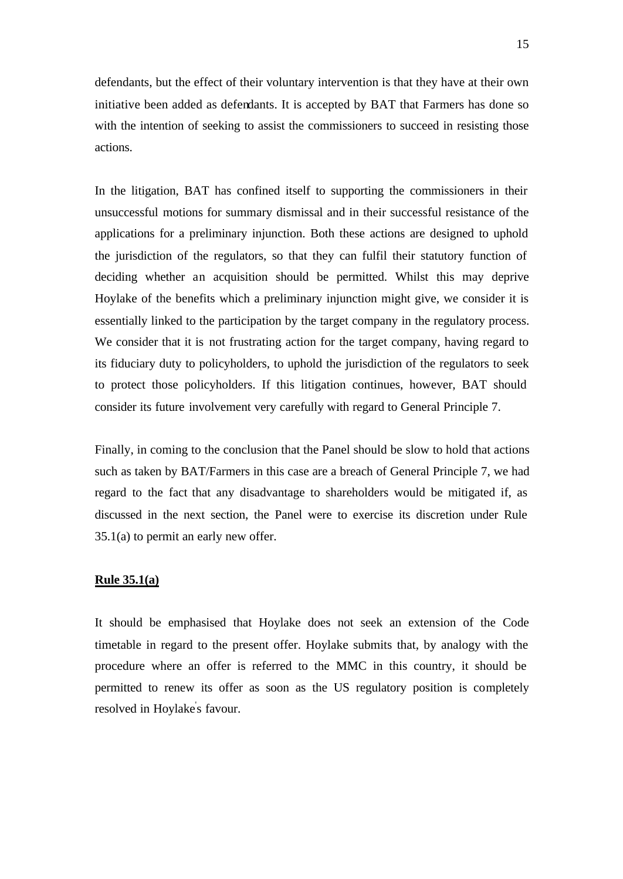defendants, but the effect of their voluntary intervention is that they have at their own initiative been added as defendants. It is accepted by BAT that Farmers has done so with the intention of seeking to assist the commissioners to succeed in resisting those actions.

In the litigation, BAT has confined itself to supporting the commissioners in their unsuccessful motions for summary dismissal and in their successful resistance of the applications for a preliminary injunction. Both these actions are designed to uphold the jurisdiction of the regulators, so that they can fulfil their statutory function of deciding whether an acquisition should be permitted. Whilst this may deprive Hoylake of the benefits which a preliminary injunction might give, we consider it is essentially linked to the participation by the target company in the regulatory process. We consider that it is not frustrating action for the target company, having regard to its fiduciary duty to policyholders, to uphold the jurisdiction of the regulators to seek to protect those policyholders. If this litigation continues, however, BAT should consider its future involvement very carefully with regard to General Principle 7.

Finally, in coming to the conclusion that the Panel should be slow to hold that actions such as taken by BAT/Farmers in this case are a breach of General Principle 7, we had regard to the fact that any disadvantage to shareholders would be mitigated if, as discussed in the next section, the Panel were to exercise its discretion under Rule 35.1(a) to permit an early new offer.

**Rule 35.1(a)**

It should be emphasised that Hoylake does not seek an extension of the Code timetable in regard to the present offer. Hoylake submits that, by analogy with the procedure where an offer is referred to the MMC in this country, it should be permitted to renew its offer as soon as the US regulatory position is completely resolved in Hoylake's favour.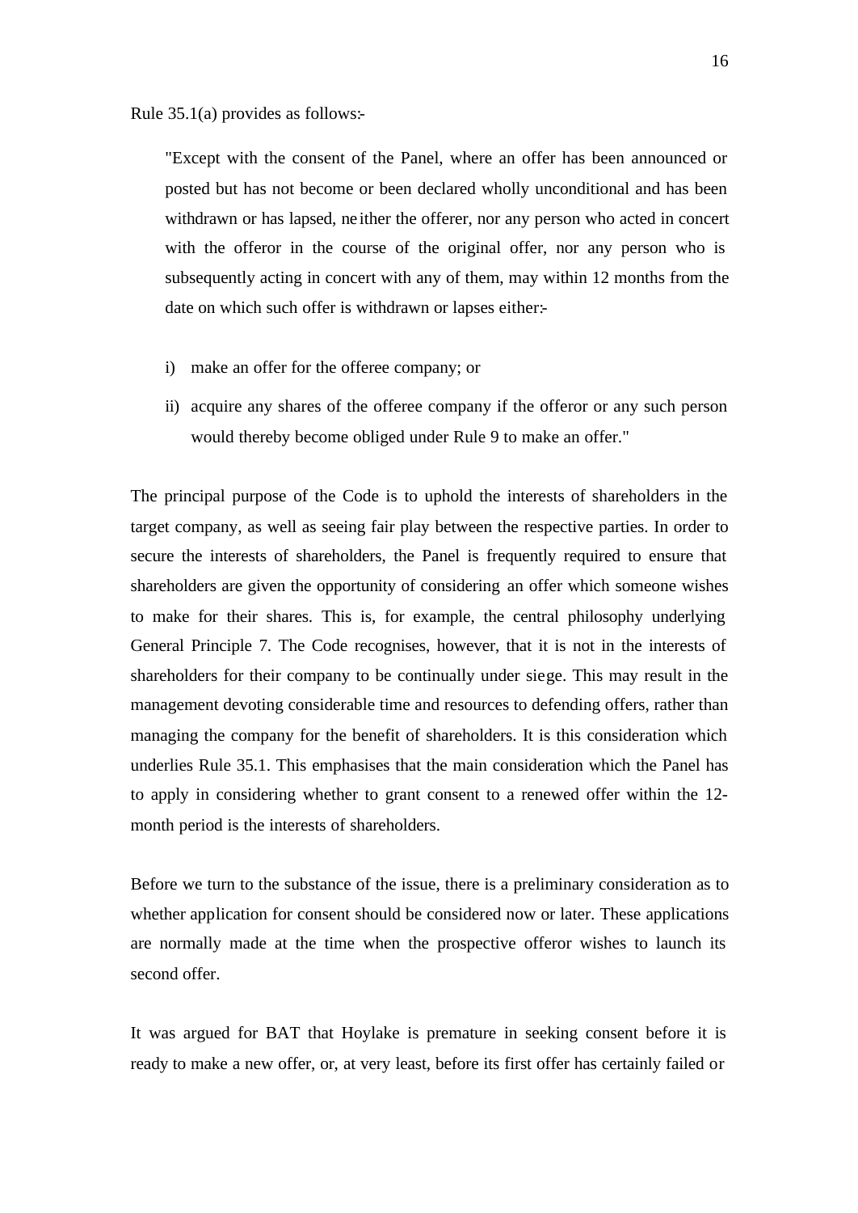Rule 35.1(a) provides as follows:-

> "Except with the consent of the Panel, where an offer has been announced or posted but has not become or been declared wholly unconditional and has been withdrawn or has lapsed, neither the offerer, nor any person who acted in concert with the offeror in the course of the original offer, nor any person who is subsequently acting in concert with any of them, may within 12 months from the date on which such offer is withdrawn or lapses either:-
>
> i) make an offer for the offeree company; or
>
> ii) acquire any shares of the offeree company if the offeror or any such person would thereby become obliged under Rule 9 to make an offer."

The principal purpose of the Code is to uphold the interests of shareholders in the target company, as well as seeing fair play between the respective parties. In order to secure the interests of shareholders, the Panel is frequently required to ensure that shareholders are given the opportunity of considering an offer which someone wishes to make for their shares. This is, for example, the central philosophy underlying General Principle 7. The Code recognises, however, that it is not in the interests of shareholders for their company to be continually under siege. This may result in the management devoting considerable time and resources to defending offers, rather than managing the company for the benefit of shareholders. It is this consideration which underlies Rule 35.1. This emphasises that the main consideration which the Panel has to apply in considering whether to grant consent to a renewed offer within the 12-month period is the interests of shareholders.

Before we turn to the substance of the issue, there is a preliminary consideration as to whether application for consent should be considered now or later. These applications are normally made at the time when the prospective offeror wishes to launch its second offer.

It was argued for BAT that Hoylake is premature in seeking consent before it is ready to make a new offer, or, at very least, before its first offer has certainly failed or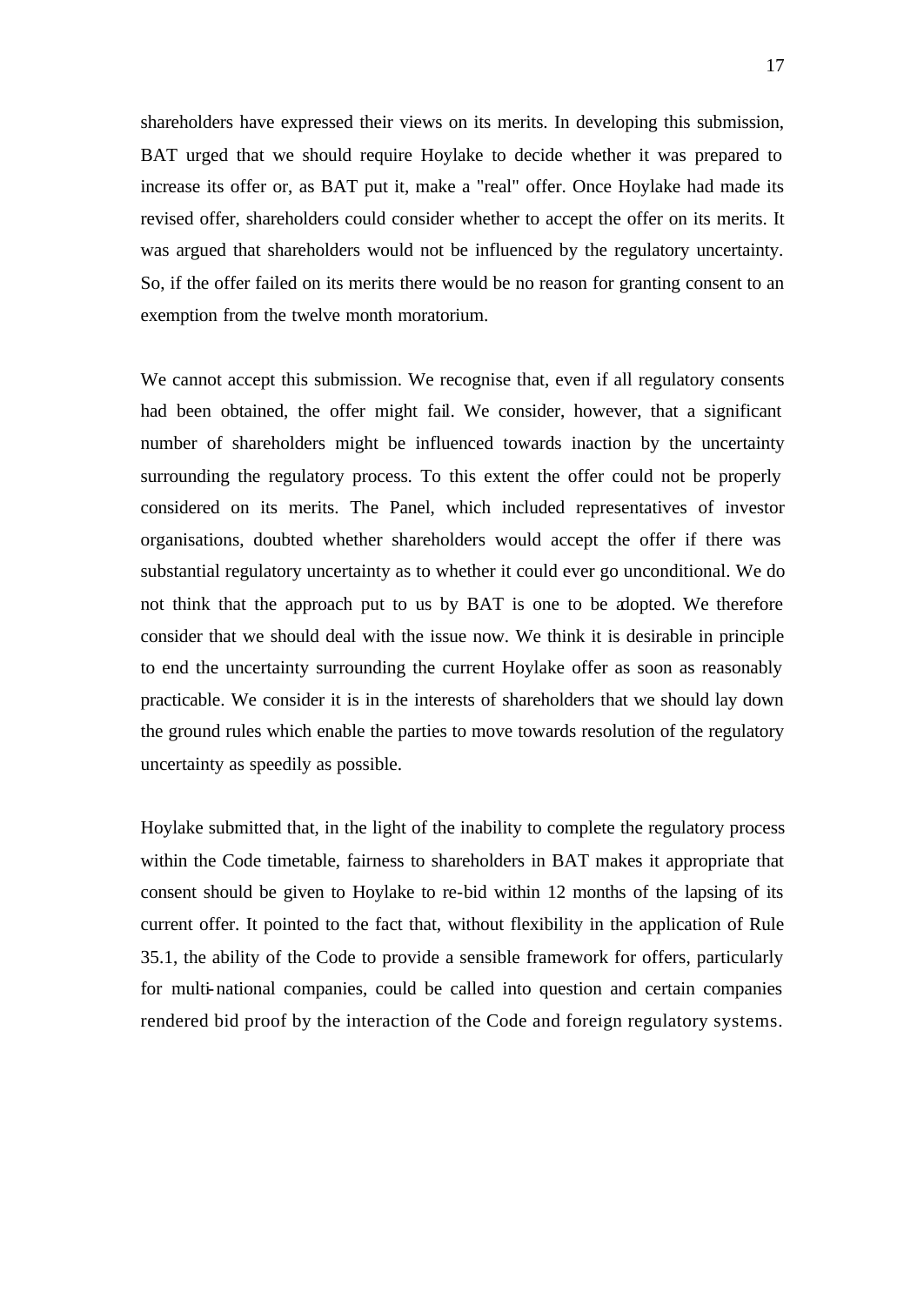shareholders have expressed their views on its merits. In developing this submission, BAT urged that we should require Hoylake to decide whether it was prepared to increase its offer or, as BAT put it, make a "real" offer. Once Hoylake had made its revised offer, shareholders could consider whether to accept the offer on its merits. It was argued that shareholders would not be influenced by the regulatory uncertainty. So, if the offer failed on its merits there would be no reason for granting consent to an exemption from the twelve month moratorium.

We cannot accept this submission. We recognise that, even if all regulatory consents had been obtained, the offer might fail. We consider, however, that a significant number of shareholders might be influenced towards inaction by the uncertainty surrounding the regulatory process. To this extent the offer could not be properly considered on its merits. The Panel, which included representatives of investor organisations, doubted whether shareholders would accept the offer if there was substantial regulatory uncertainty as to whether it could ever go unconditional. We do not think that the approach put to us by BAT is one to be adopted. We therefore consider that we should deal with the issue now. We think it is desirable in principle to end the uncertainty surrounding the current Hoylake offer as soon as reasonably practicable. We consider it is in the interests of shareholders that we should lay down the ground rules which enable the parties to move towards resolution of the regulatory uncertainty as speedily as possible.

Hoylake submitted that, in the light of the inability to complete the regulatory process within the Code timetable, fairness to shareholders in BAT makes it appropriate that consent should be given to Hoylake to re-bid within 12 months of the lapsing of its current offer. It pointed to the fact that, without flexibility in the application of Rule 35.1, the ability of the Code to provide a sensible framework for offers, particularly for multi-national companies, could be called into question and certain companies rendered bid proof by the interaction of the Code and foreign regulatory systems.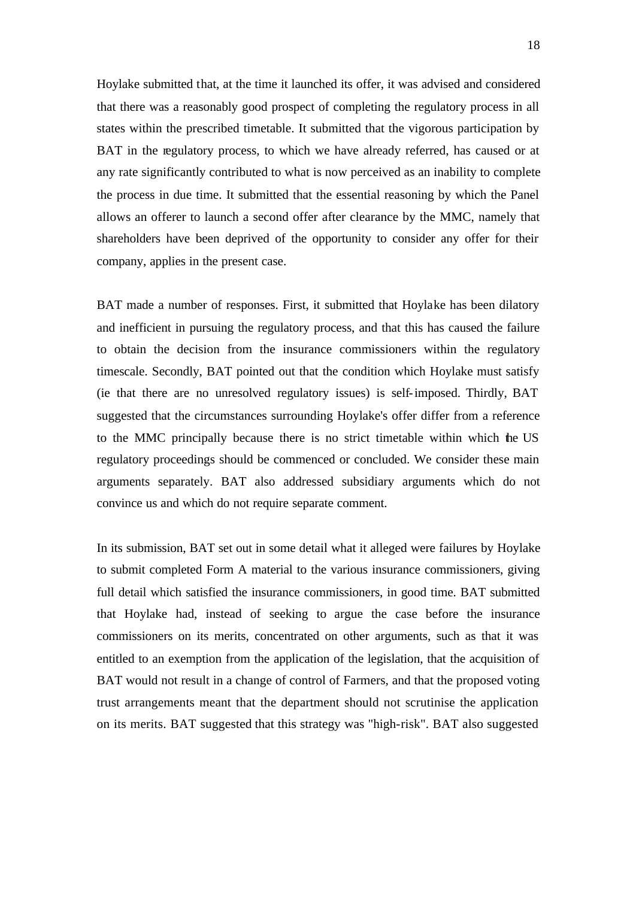Hoylake submitted that, at the time it launched its offer, it was advised and considered that there was a reasonably good prospect of completing the regulatory process in all states within the prescribed timetable. It submitted that the vigorous participation by BAT in the regulatory process, to which we have already referred, has caused or at any rate significantly contributed to what is now perceived as an inability to complete the process in due time. It submitted that the essential reasoning by which the Panel allows an offerer to launch a second offer after clearance by the MMC, namely that shareholders have been deprived of the opportunity to consider any offer for their company, applies in the present case.

BAT made a number of responses. First, it submitted that Hoylake has been dilatory and inefficient in pursuing the regulatory process, and that this has caused the failure to obtain the decision from the insurance commissioners within the regulatory timescale. Secondly, BAT pointed out that the condition which Hoylake must satisfy (ie that there are no unresolved regulatory issues) is self-imposed. Thirdly, BAT suggested that the circumstances surrounding Hoylake's offer differ from a reference to the MMC principally because there is no strict timetable within which the US regulatory proceedings should be commenced or concluded. We consider these main arguments separately. BAT also addressed subsidiary arguments which do not convince us and which do not require separate comment.

In its submission, BAT set out in some detail what it alleged were failures by Hoylake to submit completed Form A material to the various insurance commissioners, giving full detail which satisfied the insurance commissioners, in good time. BAT submitted that Hoylake had, instead of seeking to argue the case before the insurance commissioners on its merits, concentrated on other arguments, such as that it was entitled to an exemption from the application of the legislation, that the acquisition of BAT would not result in a change of control of Farmers, and that the proposed voting trust arrangements meant that the department should not scrutinise the application on its merits. BAT suggested that this strategy was "high-risk". BAT also suggested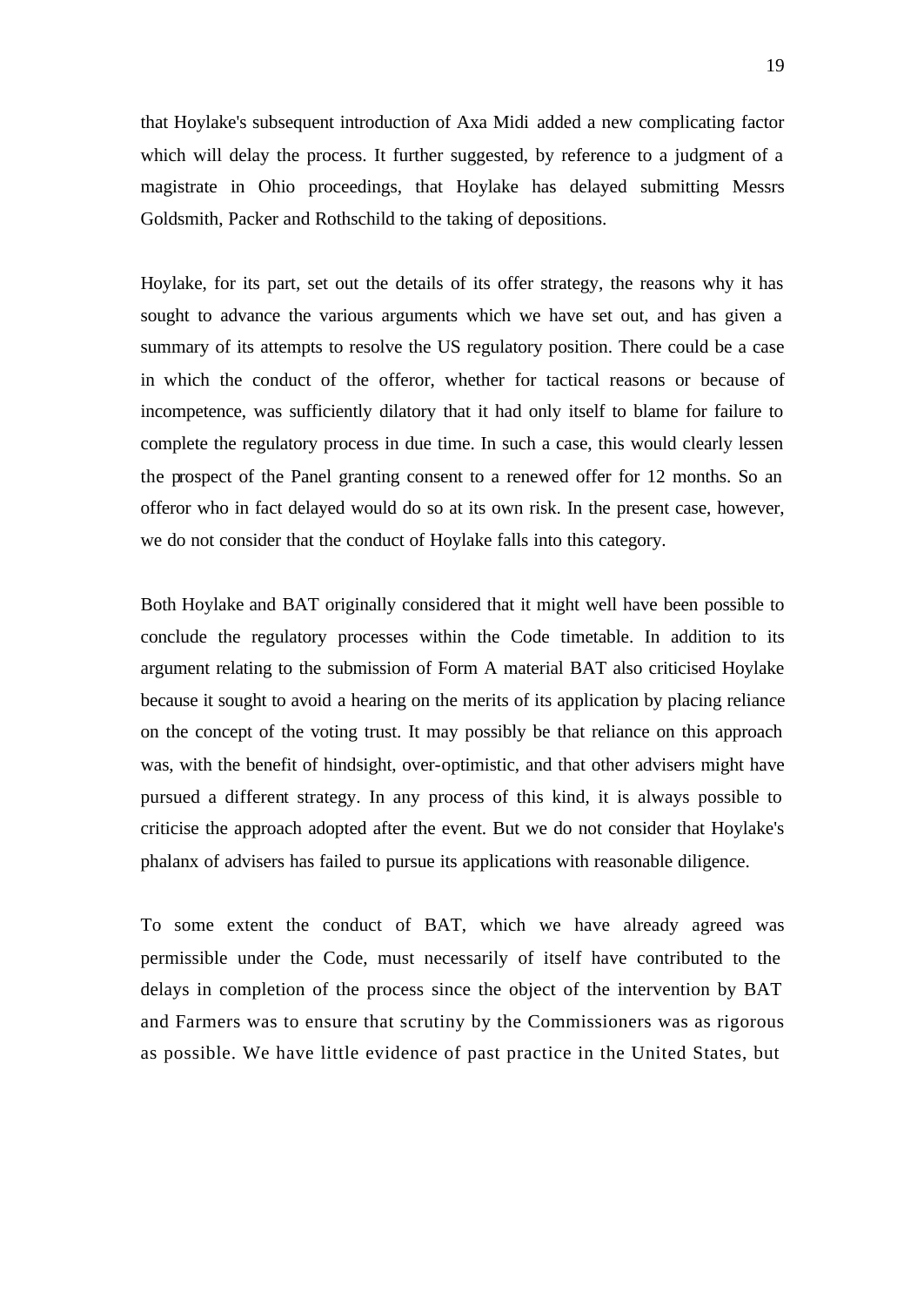that Hoylake's subsequent introduction of Axa Midi added a new complicating factor which will delay the process. It further suggested, by reference to a judgment of a magistrate in Ohio proceedings, that Hoylake has delayed submitting Messrs Goldsmith, Packer and Rothschild to the taking of depositions.

Hoylake, for its part, set out the details of its offer strategy, the reasons why it has sought to advance the various arguments which we have set out, and has given a summary of its attempts to resolve the US regulatory position. There could be a case in which the conduct of the offeror, whether for tactical reasons or because of incompetence, was sufficiently dilatory that it had only itself to blame for failure to complete the regulatory process in due time. In such a case, this would clearly lessen the prospect of the Panel granting consent to a renewed offer for 12 months. So an offeror who in fact delayed would do so at its own risk. In the present case, however, we do not consider that the conduct of Hoylake falls into this category.

Both Hoylake and BAT originally considered that it might well have been possible to conclude the regulatory processes within the Code timetable. In addition to its argument relating to the submission of Form A material BAT also criticised Hoylake because it sought to avoid a hearing on the merits of its application by placing reliance on the concept of the voting trust. It may possibly be that reliance on this approach was, with the benefit of hindsight, over-optimistic, and that other advisers might have pursued a different strategy. In any process of this kind, it is always possible to criticise the approach adopted after the event. But we do not consider that Hoylake's phalanx of advisers has failed to pursue its applications with reasonable diligence.

To some extent the conduct of BAT, which we have already agreed was permissible under the Code, must necessarily of itself have contributed to the delays in completion of the process since the object of the intervention by BAT and Farmers was to ensure that scrutiny by the Commissioners was as rigorous as possible. We have little evidence of past practice in the United States, but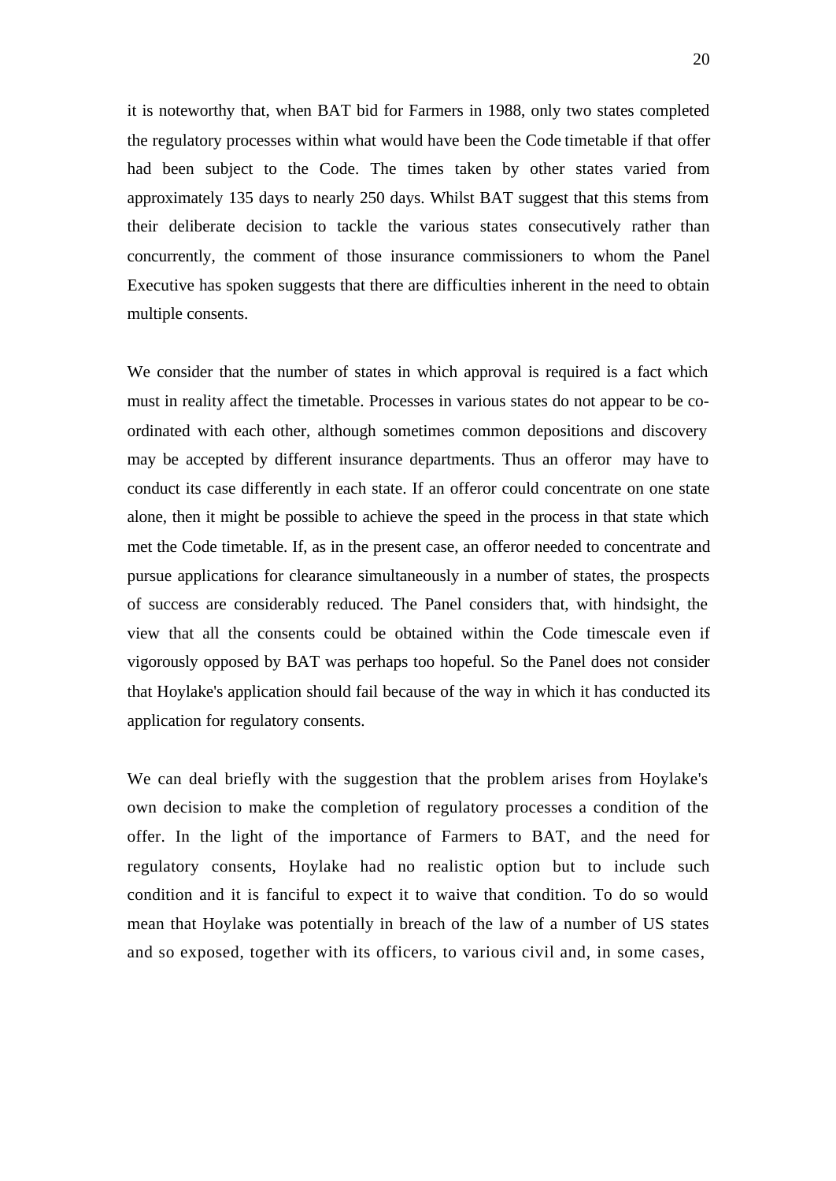it is noteworthy that, when BAT bid for Farmers in 1988, only two states completed the regulatory processes within what would have been the Code timetable if that offer had been subject to the Code. The times taken by other states varied from approximately 135 days to nearly 250 days. Whilst BAT suggest that this stems from their deliberate decision to tackle the various states consecutively rather than concurrently, the comment of those insurance commissioners to whom the Panel Executive has spoken suggests that there are difficulties inherent in the need to obtain multiple consents.

We consider that the number of states in which approval is required is a fact which must in reality affect the timetable. Processes in various states do not appear to be co-ordinated with each other, although sometimes common depositions and discovery may be accepted by different insurance departments. Thus an offeror may have to conduct its case differently in each state. If an offeror could concentrate on one state alone, then it might be possible to achieve the speed in the process in that state which met the Code timetable. If, as in the present case, an offeror needed to concentrate and pursue applications for clearance simultaneously in a number of states, the prospects of success are considerably reduced. The Panel considers that, with hindsight, the view that all the consents could be obtained within the Code timescale even if vigorously opposed by BAT was perhaps too hopeful. So the Panel does not consider that Hoylake's application should fail because of the way in which it has conducted its application for regulatory consents.

We can deal briefly with the suggestion that the problem arises from Hoylake's own decision to make the completion of regulatory processes a condition of the offer. In the light of the importance of Farmers to BAT, and the need for regulatory consents, Hoylake had no realistic option but to include such condition and it is fanciful to expect it to waive that condition. To do so would mean that Hoylake was potentially in breach of the law of a number of US states and so exposed, together with its officers, to various civil and, in some cases,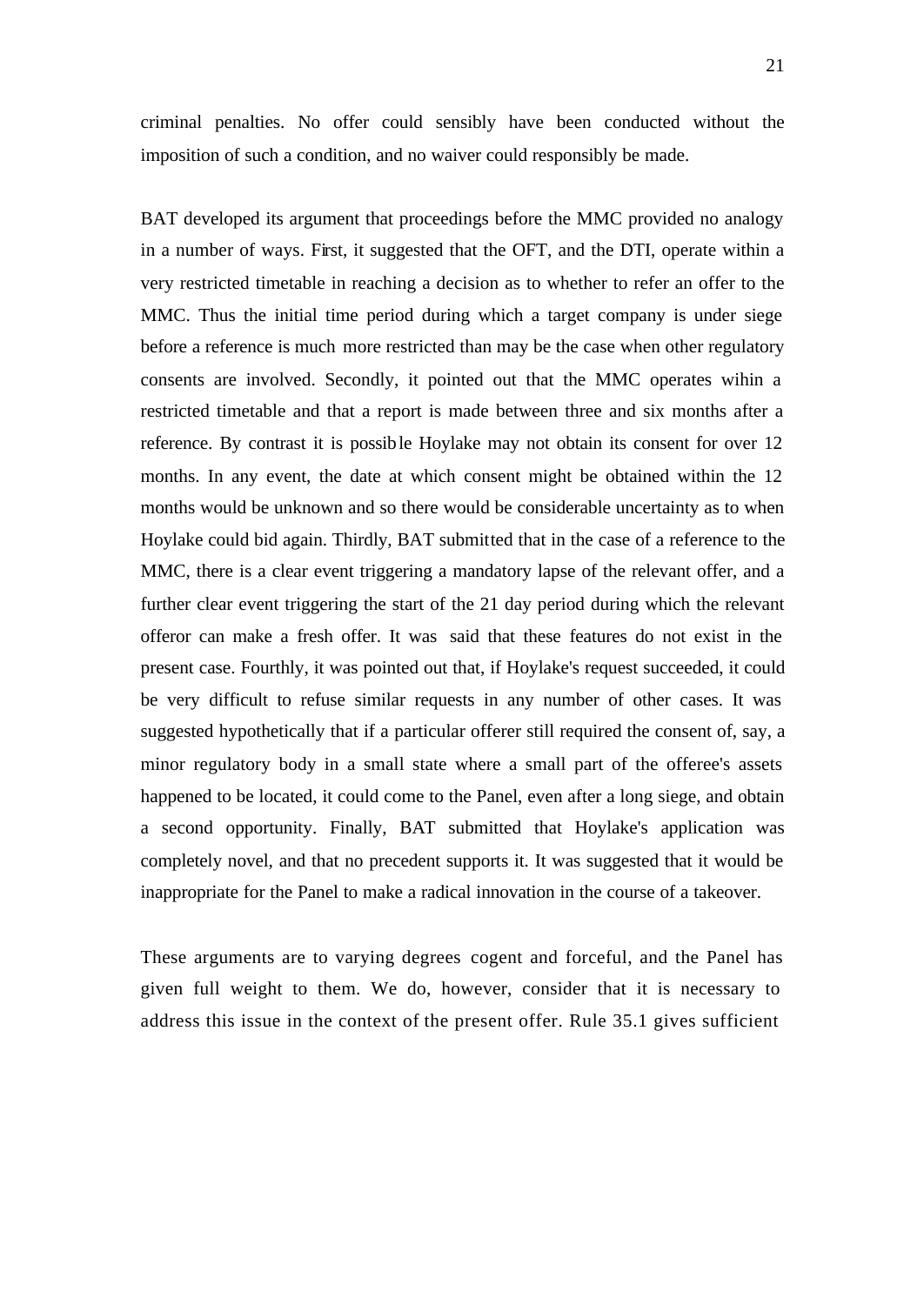criminal penalties. No offer could sensibly have been conducted without the imposition of such a condition, and no waiver could responsibly be made.

BAT developed its argument that proceedings before the MMC provided no analogy in a number of ways. First, it suggested that the OFT, and the DTI, operate within a very restricted timetable in reaching a decision as to whether to refer an offer to the MMC. Thus the initial time period during which a target company is under siege before a reference is much more restricted than may be the case when other regulatory consents are involved. Secondly, it pointed out that the MMC operates wihin a restricted timetable and that a report is made between three and six months after a reference. By contrast it is possible Hoylake may not obtain its consent for over 12 months. In any event, the date at which consent might be obtained within the 12 months would be unknown and so there would be considerable uncertainty as to when Hoylake could bid again. Thirdly, BAT submitted that in the case of a reference to the MMC, there is a clear event triggering a mandatory lapse of the relevant offer, and a further clear event triggering the start of the 21 day period during which the relevant offeror can make a fresh offer. It was said that these features do not exist in the present case. Fourthly, it was pointed out that, if Hoylake's request succeeded, it could be very difficult to refuse similar requests in any number of other cases. It was suggested hypothetically that if a particular offerer still required the consent of, say, a minor regulatory body in a small state where a small part of the offeree's assets happened to be located, it could come to the Panel, even after a long siege, and obtain a second opportunity. Finally, BAT submitted that Hoylake's application was completely novel, and that no precedent supports it. It was suggested that it would be inappropriate for the Panel to make a radical innovation in the course of a takeover.

These arguments are to varying degrees cogent and forceful, and the Panel has given full weight to them. We do, however, consider that it is necessary to address this issue in the context of the present offer. Rule 35.1 gives sufficient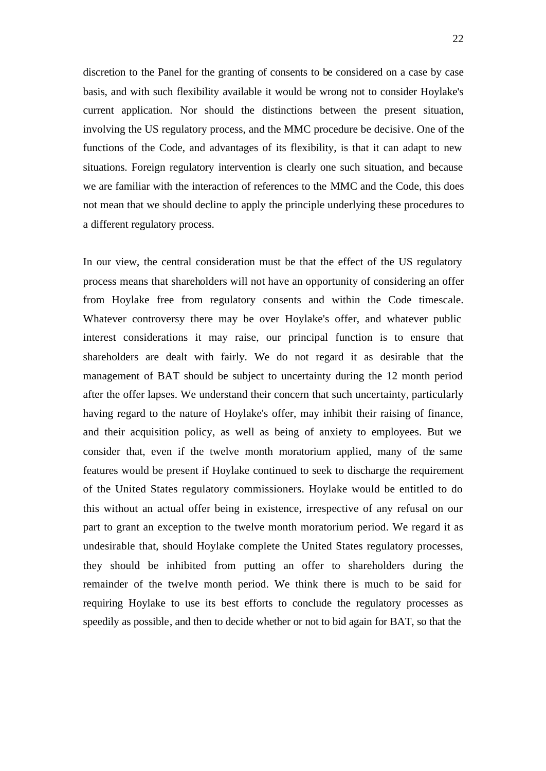discretion to the Panel for the granting of consents to be considered on a case by case basis, and with such flexibility available it would be wrong not to consider Hoylake's current application. Nor should the distinctions between the present situation, involving the US regulatory process, and the MMC procedure be decisive. One of the functions of the Code, and advantages of its flexibility, is that it can adapt to new situations. Foreign regulatory intervention is clearly one such situation, and because we are familiar with the interaction of references to the MMC and the Code, this does not mean that we should decline to apply the principle underlying these procedures to a different regulatory process.

In our view, the central consideration must be that the effect of the US regulatory process means that shareholders will not have an opportunity of considering an offer from Hoylake free from regulatory consents and within the Code timescale. Whatever controversy there may be over Hoylake's offer, and whatever public interest considerations it may raise, our principal function is to ensure that shareholders are dealt with fairly. We do not regard it as desirable that the management of BAT should be subject to uncertainty during the 12 month period after the offer lapses. We understand their concern that such uncertainty, particularly having regard to the nature of Hoylake's offer, may inhibit their raising of finance, and their acquisition policy, as well as being of anxiety to employees. But we consider that, even if the twelve month moratorium applied, many of the same features would be present if Hoylake continued to seek to discharge the requirement of the United States regulatory commissioners. Hoylake would be entitled to do this without an actual offer being in existence, irrespective of any refusal on our part to grant an exception to the twelve month moratorium period. We regard it as undesirable that, should Hoylake complete the United States regulatory processes, they should be inhibited from putting an offer to shareholders during the remainder of the twelve month period. We think there is much to be said for requiring Hoylake to use its best efforts to conclude the regulatory processes as speedily as possible, and then to decide whether or not to bid again for BAT, so that the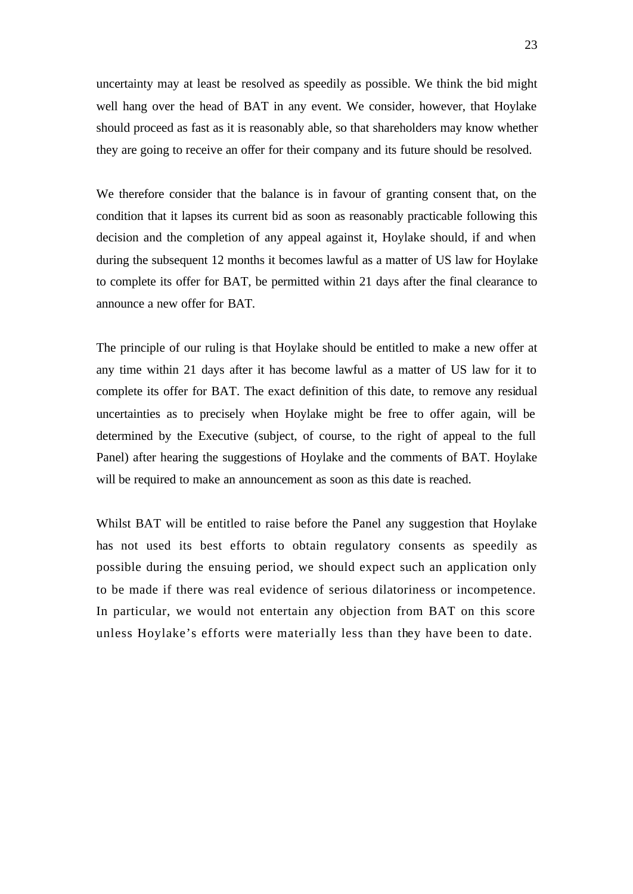uncertainty may at least be resolved as speedily as possible. We think the bid might well hang over the head of BAT in any event. We consider, however, that Hoylake should proceed as fast as it is reasonably able, so that shareholders may know whether they are going to receive an offer for their company and its future should be resolved.

We therefore consider that the balance is in favour of granting consent that, on the condition that it lapses its current bid as soon as reasonably practicable following this decision and the completion of any appeal against it, Hoylake should, if and when during the subsequent 12 months it becomes lawful as a matter of US law for Hoylake to complete its offer for BAT, be permitted within 21 days after the final clearance to announce a new offer for BAT.

The principle of our ruling is that Hoylake should be entitled to make a new offer at any time within 21 days after it has become lawful as a matter of US law for it to complete its offer for BAT. The exact definition of this date, to remove any residual uncertainties as to precisely when Hoylake might be free to offer again, will be determined by the Executive (subject, of course, to the right of appeal to the full Panel) after hearing the suggestions of Hoylake and the comments of BAT. Hoylake will be required to make an announcement as soon as this date is reached.

Whilst BAT will be entitled to raise before the Panel any suggestion that Hoylake has not used its best efforts to obtain regulatory consents as speedily as possible during the ensuing period, we should expect such an application only to be made if there was real evidence of serious dilatoriness or incompetence. In particular, we would not entertain any objection from BAT on this score unless Hoylake's efforts were materially less than they have been to date.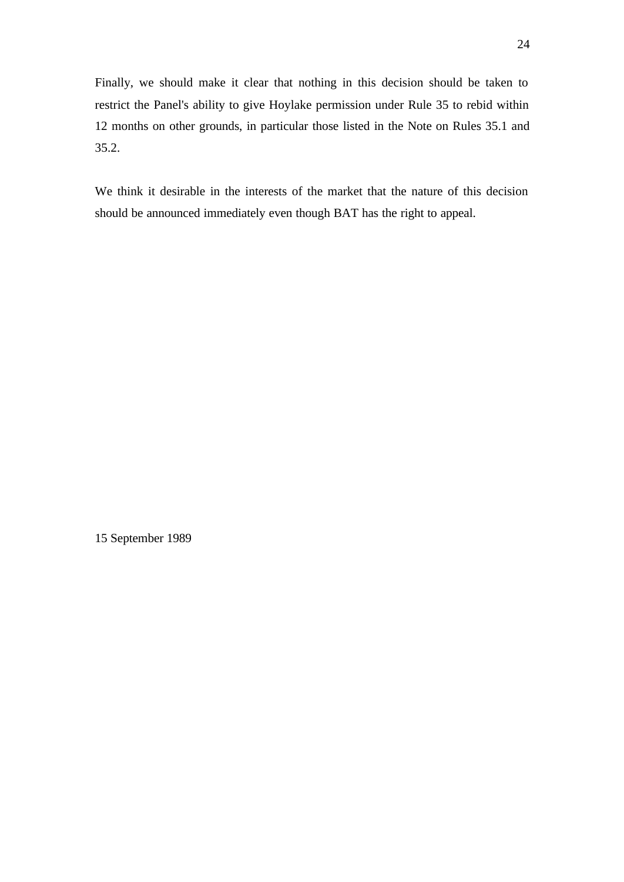Finally, we should make it clear that nothing in this decision should be taken to restrict the Panel's ability to give Hoylake permission under Rule 35 to rebid within 12 months on other grounds, in particular those listed in the Note on Rules 35.1 and 35.2.

We think it desirable in the interests of the market that the nature of this decision should be announced immediately even though BAT has the right to appeal.

15 September 1989